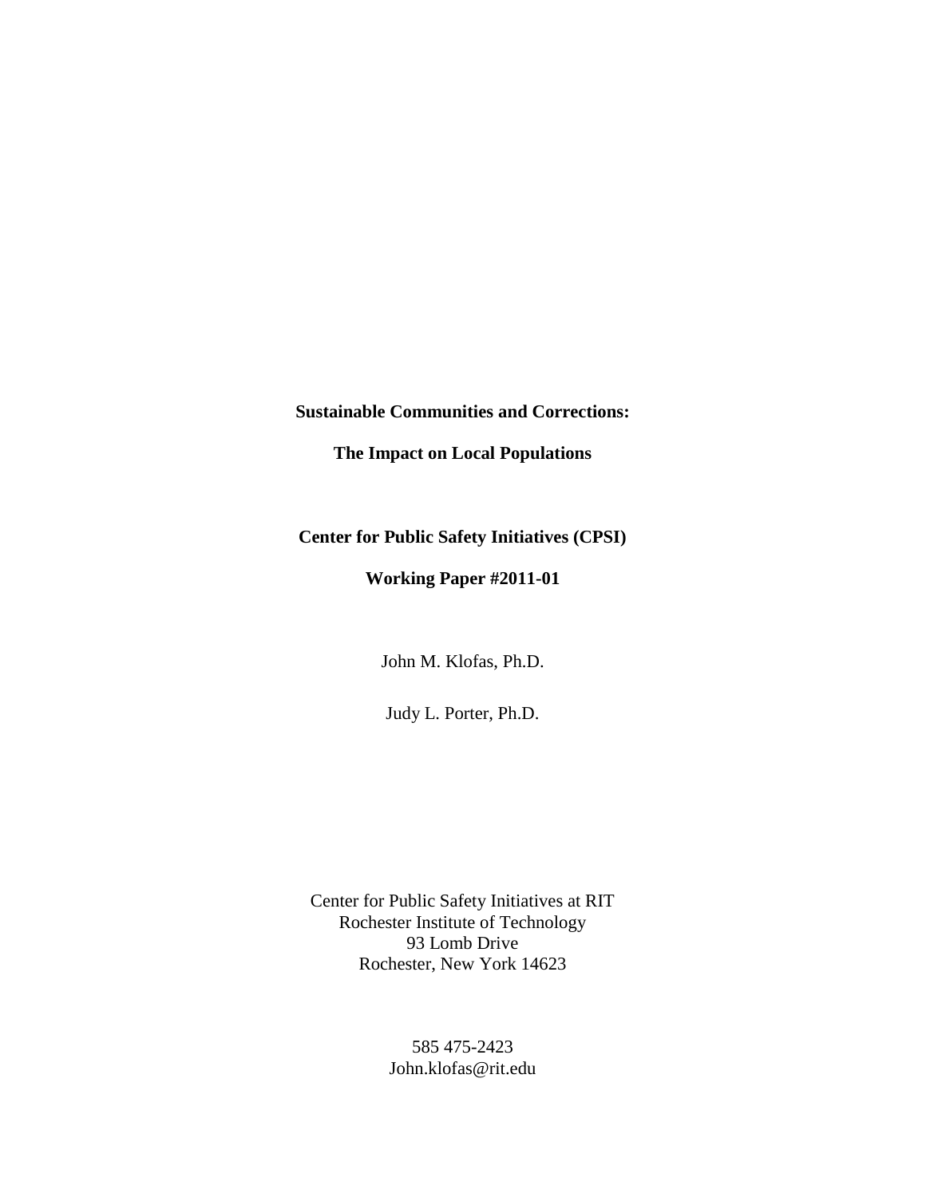# Sustainable Communities and Corrections:

# The Impact on Local Populations

**Center for Public Safety Initiatives (CPSI)**

**Working Paper #2011-01**

John M. Klofas, Ph.D.

Judy L. Porter, Ph.D.

Center for Public Safety Initiatives at RIT
Rochester Institute of Technology
93 Lomb Drive
Rochester, New York 14623

585 475-2423
John.klofas@rit.edu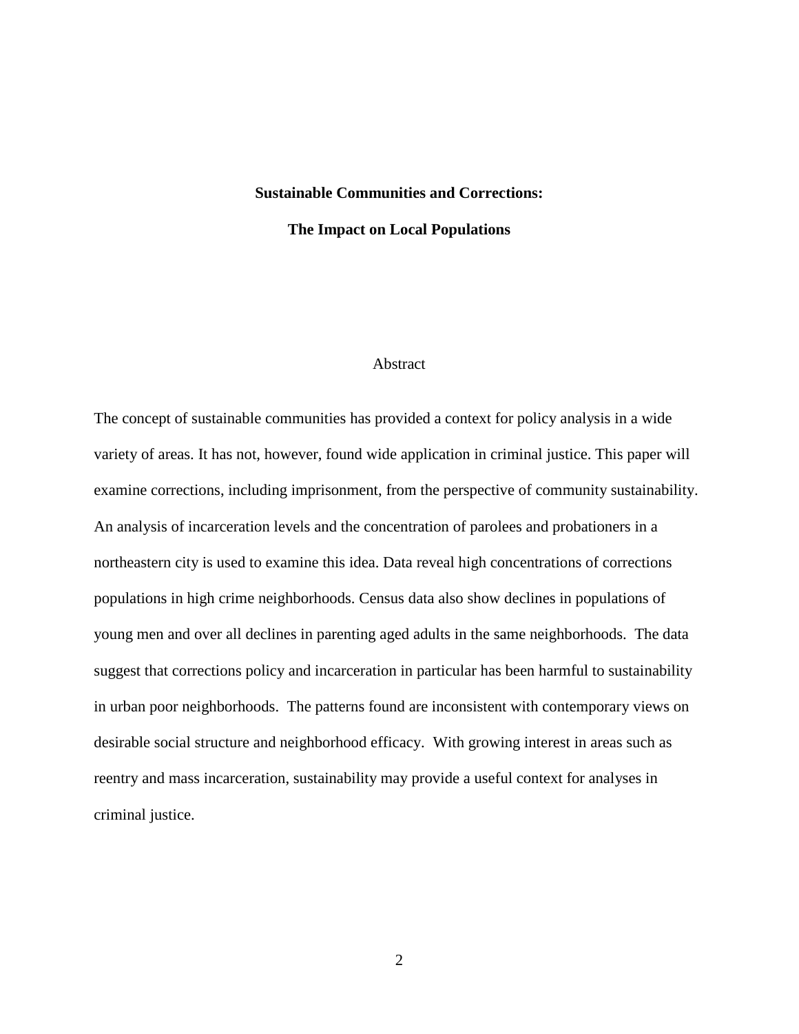**Sustainable Communities and Corrections:**

**The Impact on Local Populations**

Abstract

The concept of sustainable communities has provided a context for policy analysis in a wide variety of areas. It has not, however, found wide application in criminal justice. This paper will examine corrections, including imprisonment, from the perspective of community sustainability. An analysis of incarceration levels and the concentration of parolees and probationers in a northeastern city is used to examine this idea. Data reveal high concentrations of corrections populations in high crime neighborhoods. Census data also show declines in populations of young men and over all declines in parenting aged adults in the same neighborhoods. The data suggest that corrections policy and incarceration in particular has been harmful to sustainability in urban poor neighborhoods. The patterns found are inconsistent with contemporary views on desirable social structure and neighborhood efficacy. With growing interest in areas such as reentry and mass incarceration, sustainability may provide a useful context for analyses in criminal justice.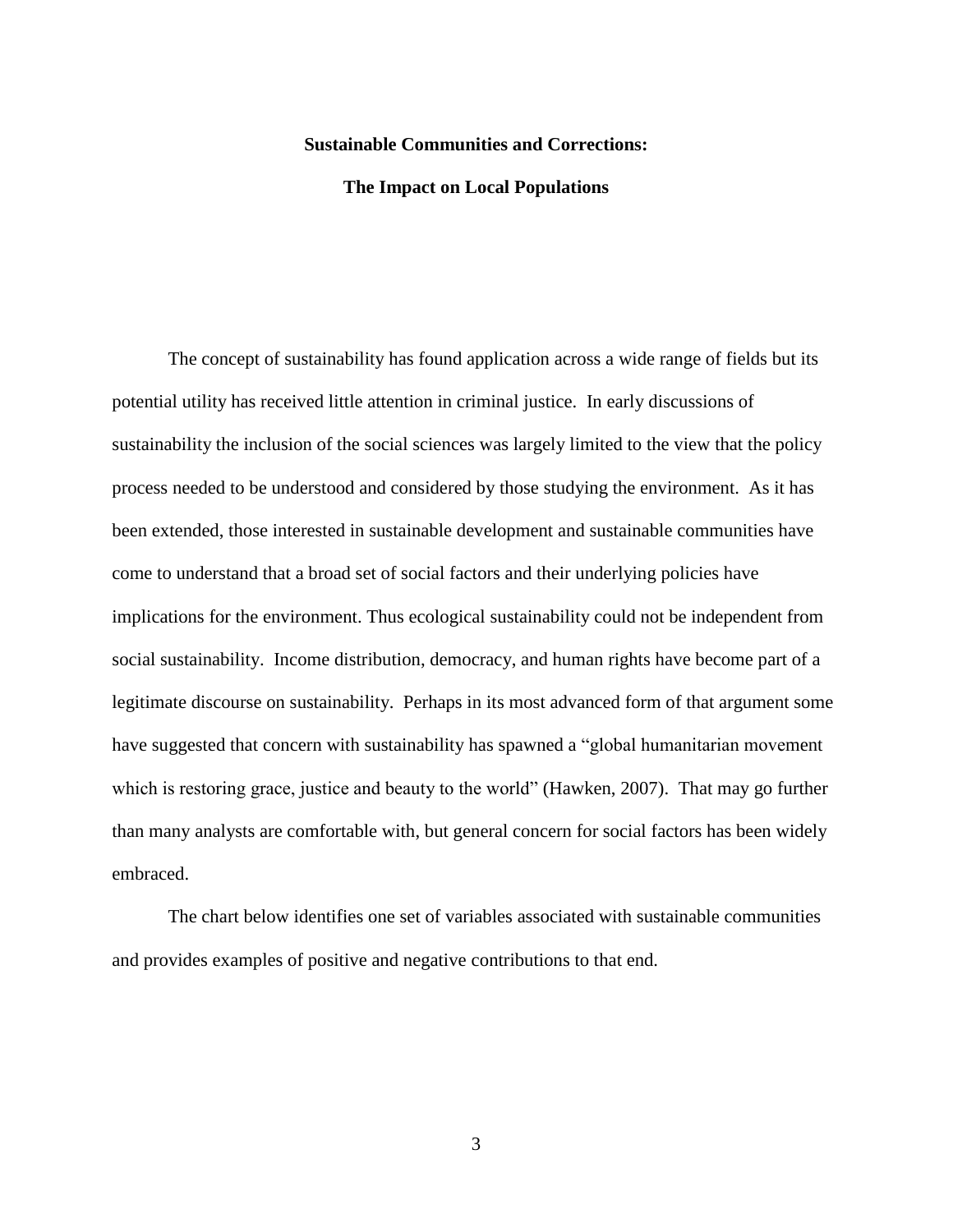**Sustainable Communities and Corrections:**

**The Impact on Local Populations**

The concept of sustainability has found application across a wide range of fields but its potential utility has received little attention in criminal justice. In early discussions of sustainability the inclusion of the social sciences was largely limited to the view that the policy process needed to be understood and considered by those studying the environment. As it has been extended, those interested in sustainable development and sustainable communities have come to understand that a broad set of social factors and their underlying policies have implications for the environment. Thus ecological sustainability could not be independent from social sustainability. Income distribution, democracy, and human rights have become part of a legitimate discourse on sustainability. Perhaps in its most advanced form of that argument some have suggested that concern with sustainability has spawned a "global humanitarian movement which is restoring grace, justice and beauty to the world" (Hawken, 2007). That may go further than many analysts are comfortable with, but general concern for social factors has been widely embraced.

The chart below identifies one set of variables associated with sustainable communities and provides examples of positive and negative contributions to that end.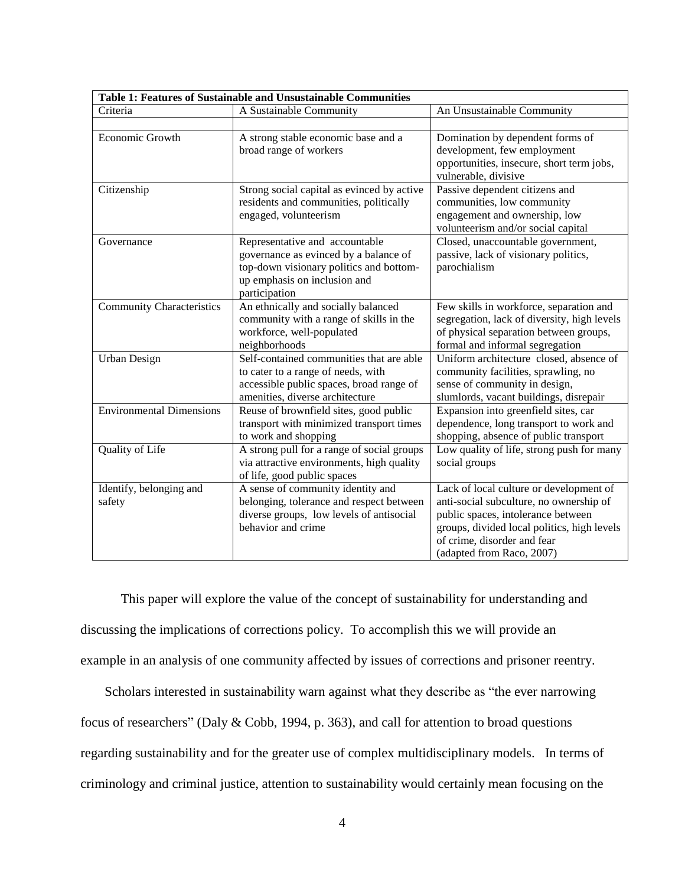**Table 1: Features of Sustainable and Unsustainable Communities**

| Criteria | A Sustainable Community | An Unsustainable Community |
|---|---|---|
| | | |
| Economic Growth | A strong stable economic base and a broad range of workers | Domination by dependent forms of development, few employment opportunities, insecure, short term jobs, vulnerable, divisive |
| Citizenship | Strong social capital as evinced by active residents and communities, politically engaged, volunteerism | Passive dependent citizens and communities, low community engagement and ownership, low volunteerism and/or social capital |
| Governance | Representative and accountable governance as evinced by a balance of top-down visionary politics and bottom-up emphasis on inclusion and participation | Closed, unaccountable government, passive, lack of visionary politics, parochialism |
| Community Characteristics | An ethnically and socially balanced community with a range of skills in the workforce, well-populated neighborhoods | Few skills in workforce, separation and segregation, lack of diversity, high levels of physical separation between groups, formal and informal segregation |
| Urban Design | Self-contained communities that are able to cater to a range of needs, with accessible public spaces, broad range of amenities, diverse architecture | Uniform architecture closed, absence of community facilities, sprawling, no sense of community in design, slumlords, vacant buildings, disrepair |
| Environmental Dimensions | Reuse of brownfield sites, good public transport with minimized transport times to work and shopping | Expansion into greenfield sites, car dependence, long transport to work and shopping, absence of public transport |
| Quality of Life | A strong pull for a range of social groups via attractive environments, high quality of life, good public spaces | Low quality of life, strong push for many social groups |
| Identify, belonging and safety | A sense of community identity and belonging, tolerance and respect between diverse groups, low levels of antisocial behavior and crime | Lack of local culture or development of anti-social subculture, no ownership of public spaces, intolerance between groups, divided local politics, high levels of crime, disorder and fear (adapted from Raco, 2007) |

This paper will explore the value of the concept of sustainability for understanding and discussing the implications of corrections policy. To accomplish this we will provide an example in an analysis of one community affected by issues of corrections and prisoner reentry.

Scholars interested in sustainability warn against what they describe as "the ever narrowing focus of researchers" (Daly & Cobb, 1994, p. 363), and call for attention to broad questions regarding sustainability and for the greater use of complex multidisciplinary models. In terms of criminology and criminal justice, attention to sustainability would certainly mean focusing on the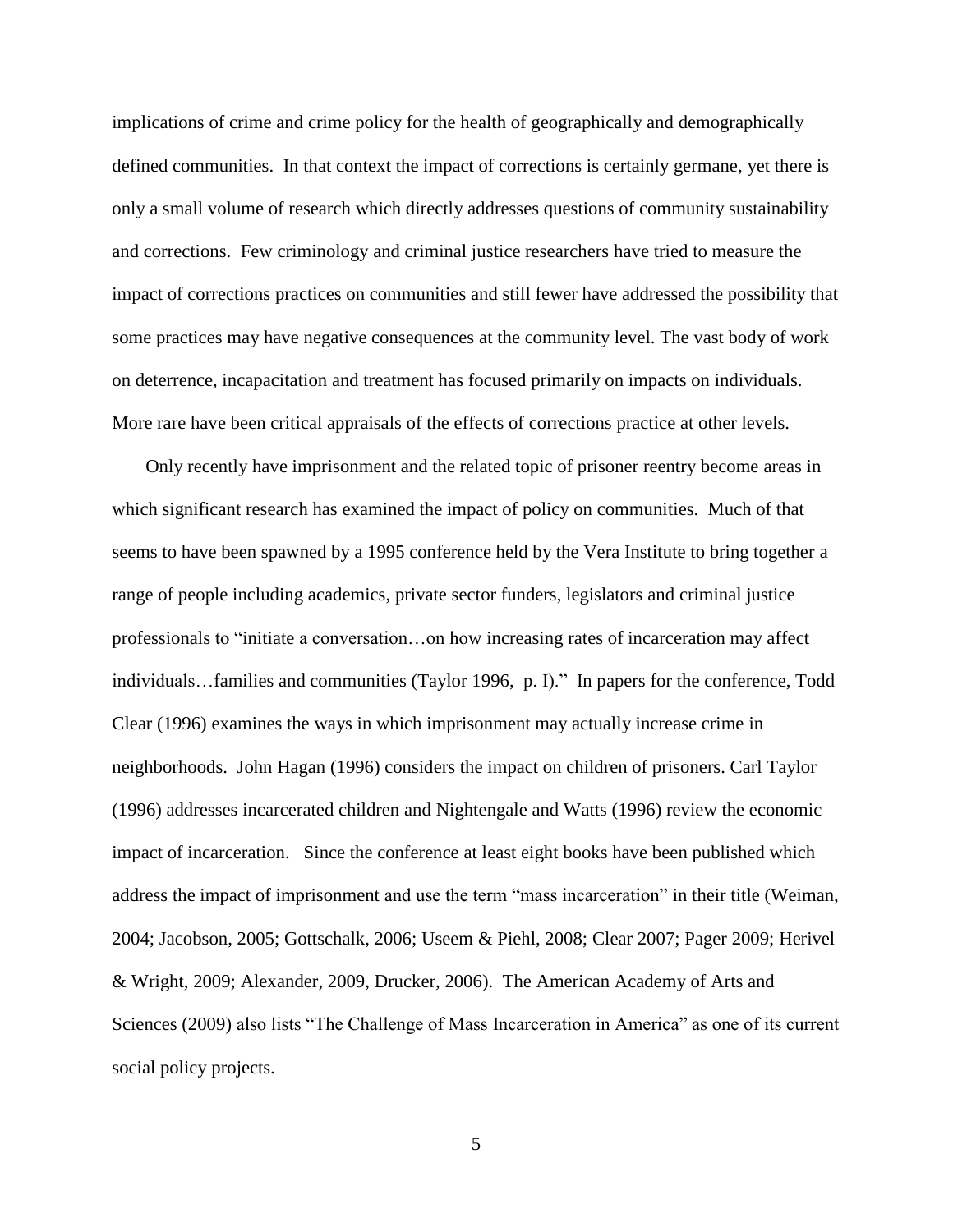implications of crime and crime policy for the health of geographically and demographically defined communities. In that context the impact of corrections is certainly germane, yet there is only a small volume of research which directly addresses questions of community sustainability and corrections. Few criminology and criminal justice researchers have tried to measure the impact of corrections practices on communities and still fewer have addressed the possibility that some practices may have negative consequences at the community level. The vast body of work on deterrence, incapacitation and treatment has focused primarily on impacts on individuals. More rare have been critical appraisals of the effects of corrections practice at other levels.

Only recently have imprisonment and the related topic of prisoner reentry become areas in which significant research has examined the impact of policy on communities. Much of that seems to have been spawned by a 1995 conference held by the Vera Institute to bring together a range of people including academics, private sector funders, legislators and criminal justice professionals to "initiate a conversation…on how increasing rates of incarceration may affect individuals…families and communities (Taylor 1996, p. I)." In papers for the conference, Todd Clear (1996) examines the ways in which imprisonment may actually increase crime in neighborhoods. John Hagan (1996) considers the impact on children of prisoners. Carl Taylor (1996) addresses incarcerated children and Nightengale and Watts (1996) review the economic impact of incarceration. Since the conference at least eight books have been published which address the impact of imprisonment and use the term "mass incarceration" in their title (Weiman, 2004; Jacobson, 2005; Gottschalk, 2006; Useem & Piehl, 2008; Clear 2007; Pager 2009; Herivel & Wright, 2009; Alexander, 2009, Drucker, 2006). The American Academy of Arts and Sciences (2009) also lists "The Challenge of Mass Incarceration in America" as one of its current social policy projects.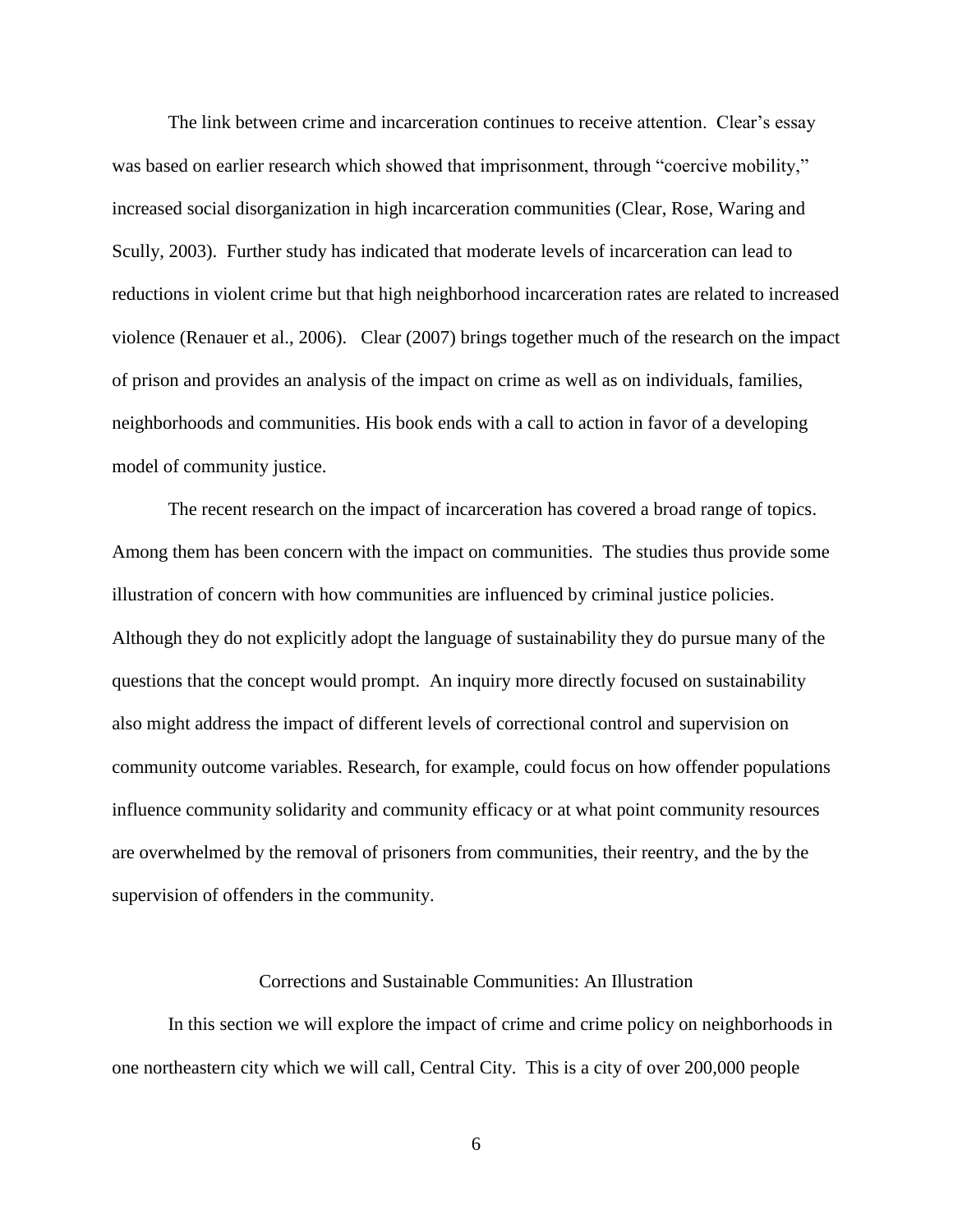The link between crime and incarceration continues to receive attention. Clear's essay was based on earlier research which showed that imprisonment, through "coercive mobility," increased social disorganization in high incarceration communities (Clear, Rose, Waring and Scully, 2003). Further study has indicated that moderate levels of incarceration can lead to reductions in violent crime but that high neighborhood incarceration rates are related to increased violence (Renauer et al., 2006). Clear (2007) brings together much of the research on the impact of prison and provides an analysis of the impact on crime as well as on individuals, families, neighborhoods and communities. His book ends with a call to action in favor of a developing model of community justice.

The recent research on the impact of incarceration has covered a broad range of topics. Among them has been concern with the impact on communities. The studies thus provide some illustration of concern with how communities are influenced by criminal justice policies. Although they do not explicitly adopt the language of sustainability they do pursue many of the questions that the concept would prompt. An inquiry more directly focused on sustainability also might address the impact of different levels of correctional control and supervision on community outcome variables. Research, for example, could focus on how offender populations influence community solidarity and community efficacy or at what point community resources are overwhelmed by the removal of prisoners from communities, their reentry, and the by the supervision of offenders in the community.

## Corrections and Sustainable Communities: An Illustration

In this section we will explore the impact of crime and crime policy on neighborhoods in one northeastern city which we will call, Central City. This is a city of over 200,000 people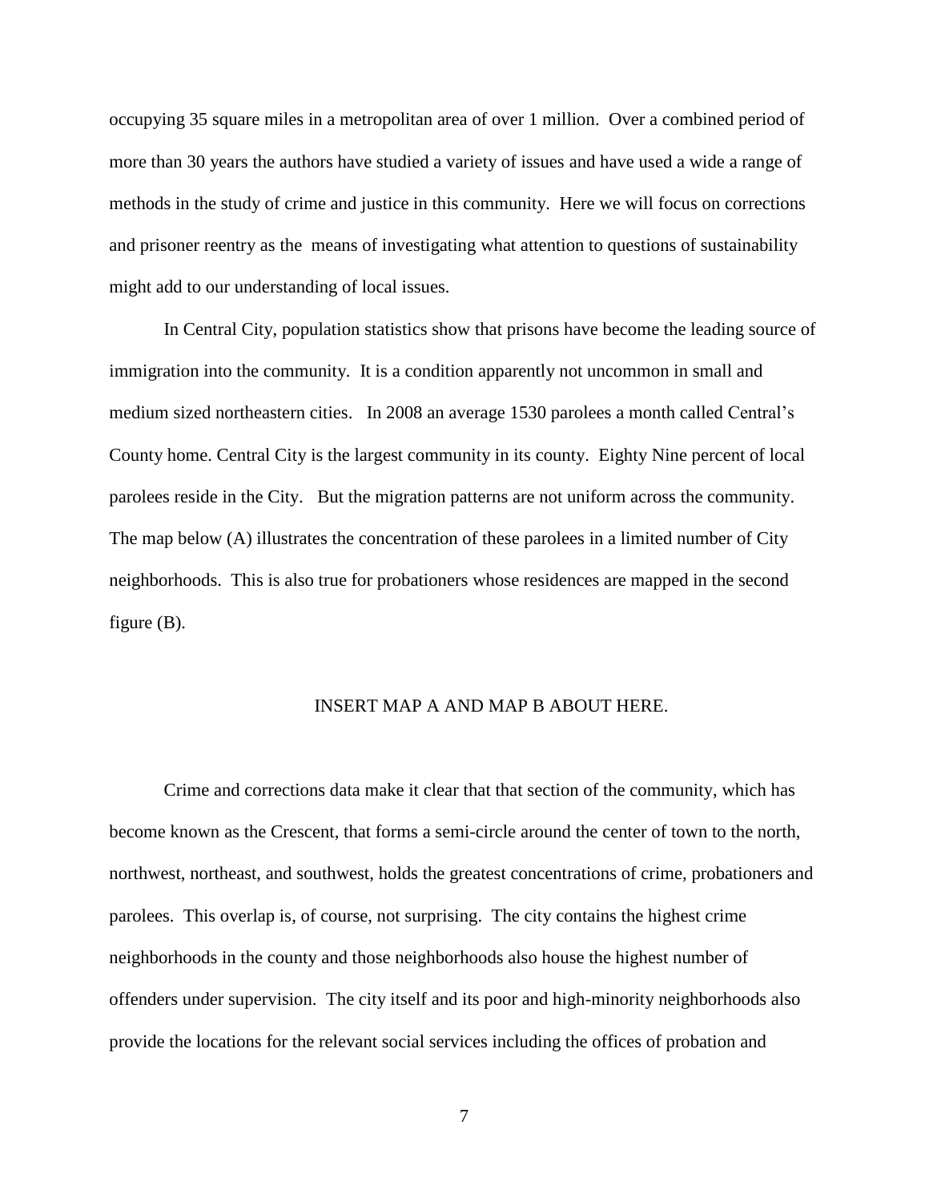occupying 35 square miles in a metropolitan area of over 1 million. Over a combined period of more than 30 years the authors have studied a variety of issues and have used a wide a range of methods in the study of crime and justice in this community. Here we will focus on corrections and prisoner reentry as the means of investigating what attention to questions of sustainability might add to our understanding of local issues.

In Central City, population statistics show that prisons have become the leading source of immigration into the community. It is a condition apparently not uncommon in small and medium sized northeastern cities. In 2008 an average 1530 parolees a month called Central's County home. Central City is the largest community in its county. Eighty Nine percent of local parolees reside in the City. But the migration patterns are not uniform across the community. The map below (A) illustrates the concentration of these parolees in a limited number of City neighborhoods. This is also true for probationers whose residences are mapped in the second figure (B).

INSERT MAP A AND MAP B ABOUT HERE.

Crime and corrections data make it clear that that section of the community, which has become known as the Crescent, that forms a semi-circle around the center of town to the north, northwest, northeast, and southwest, holds the greatest concentrations of crime, probationers and parolees. This overlap is, of course, not surprising. The city contains the highest crime neighborhoods in the county and those neighborhoods also house the highest number of offenders under supervision. The city itself and its poor and high-minority neighborhoods also provide the locations for the relevant social services including the offices of probation and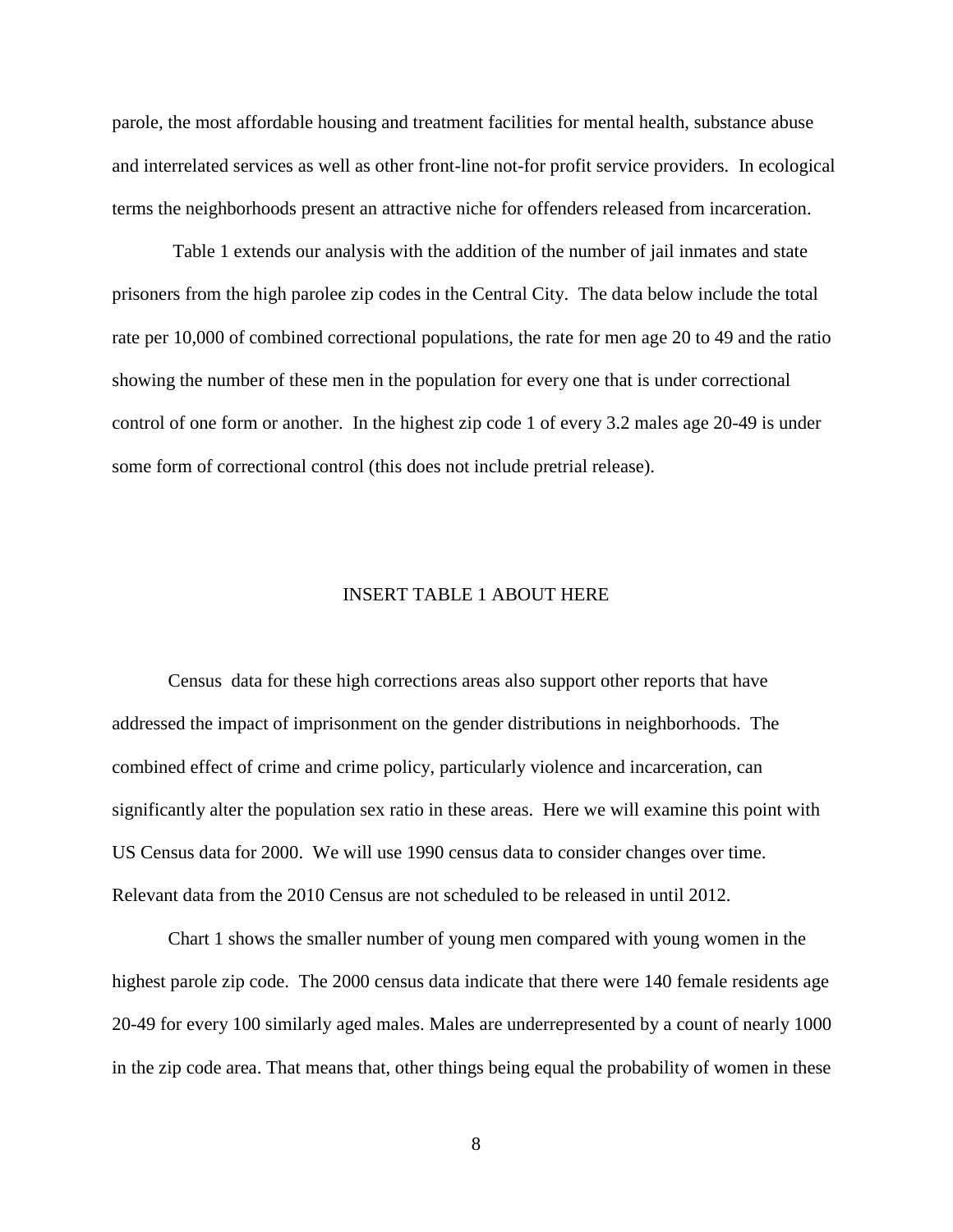parole, the most affordable housing and treatment facilities for mental health, substance abuse and interrelated services as well as other front-line not-for profit service providers. In ecological terms the neighborhoods present an attractive niche for offenders released from incarceration.

Table 1 extends our analysis with the addition of the number of jail inmates and state prisoners from the high parolee zip codes in the Central City. The data below include the total rate per 10,000 of combined correctional populations, the rate for men age 20 to 49 and the ratio showing the number of these men in the population for every one that is under correctional control of one form or another. In the highest zip code 1 of every 3.2 males age 20-49 is under some form of correctional control (this does not include pretrial release).

INSERT TABLE 1 ABOUT HERE

Census data for these high corrections areas also support other reports that have addressed the impact of imprisonment on the gender distributions in neighborhoods. The combined effect of crime and crime policy, particularly violence and incarceration, can significantly alter the population sex ratio in these areas. Here we will examine this point with US Census data for 2000. We will use 1990 census data to consider changes over time. Relevant data from the 2010 Census are not scheduled to be released in until 2012.

Chart 1 shows the smaller number of young men compared with young women in the highest parole zip code. The 2000 census data indicate that there were 140 female residents age 20-49 for every 100 similarly aged males. Males are underrepresented by a count of nearly 1000 in the zip code area. That means that, other things being equal the probability of women in these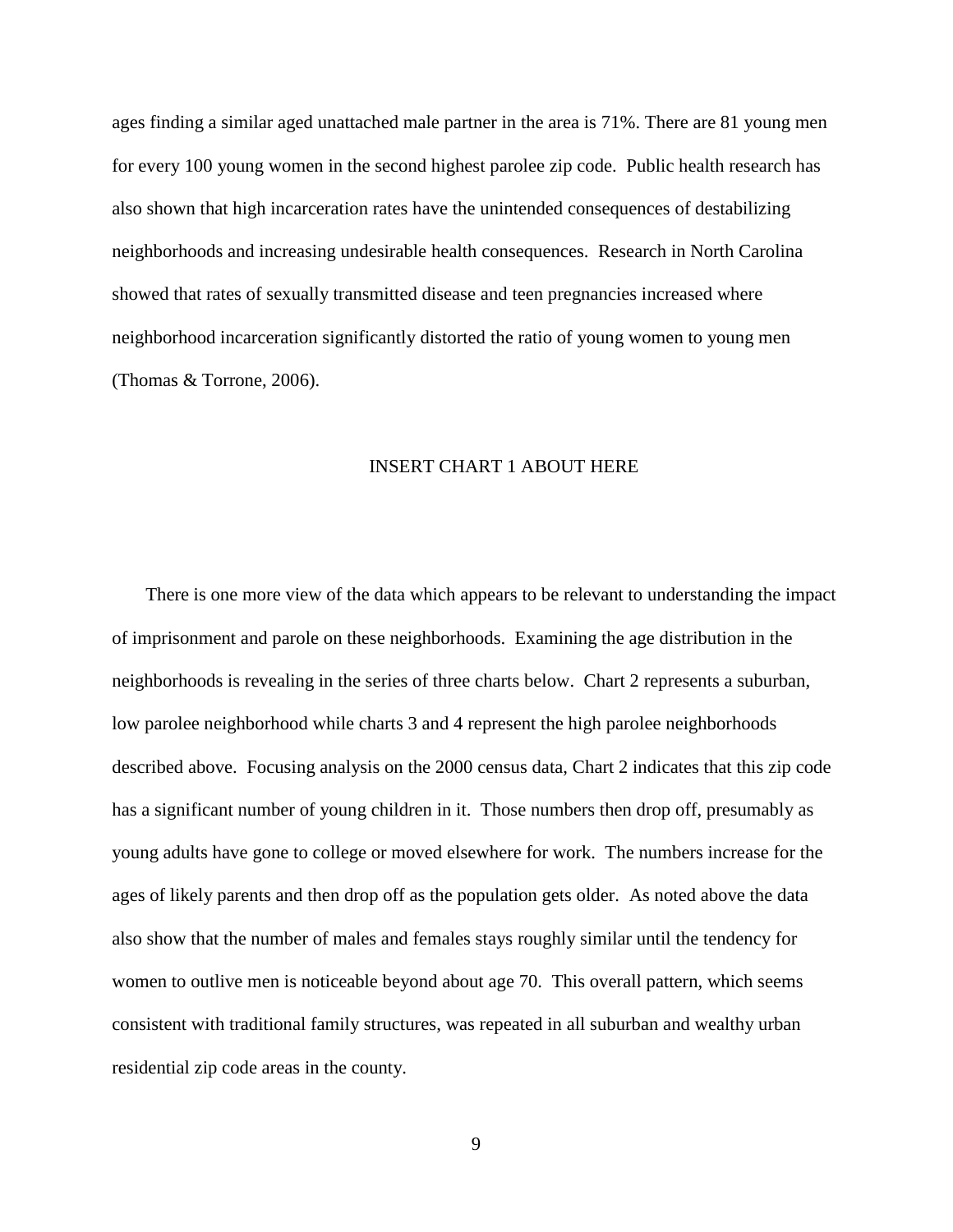ages finding a similar aged unattached male partner in the area is 71%. There are 81 young men for every 100 young women in the second highest parolee zip code. Public health research has also shown that high incarceration rates have the unintended consequences of destabilizing neighborhoods and increasing undesirable health consequences. Research in North Carolina showed that rates of sexually transmitted disease and teen pregnancies increased where neighborhood incarceration significantly distorted the ratio of young women to young men (Thomas & Torrone, 2006).

INSERT CHART 1 ABOUT HERE

There is one more view of the data which appears to be relevant to understanding the impact of imprisonment and parole on these neighborhoods. Examining the age distribution in the neighborhoods is revealing in the series of three charts below. Chart 2 represents a suburban, low parolee neighborhood while charts 3 and 4 represent the high parolee neighborhoods described above. Focusing analysis on the 2000 census data, Chart 2 indicates that this zip code has a significant number of young children in it. Those numbers then drop off, presumably as young adults have gone to college or moved elsewhere for work. The numbers increase for the ages of likely parents and then drop off as the population gets older. As noted above the data also show that the number of males and females stays roughly similar until the tendency for women to outlive men is noticeable beyond about age 70. This overall pattern, which seems consistent with traditional family structures, was repeated in all suburban and wealthy urban residential zip code areas in the county.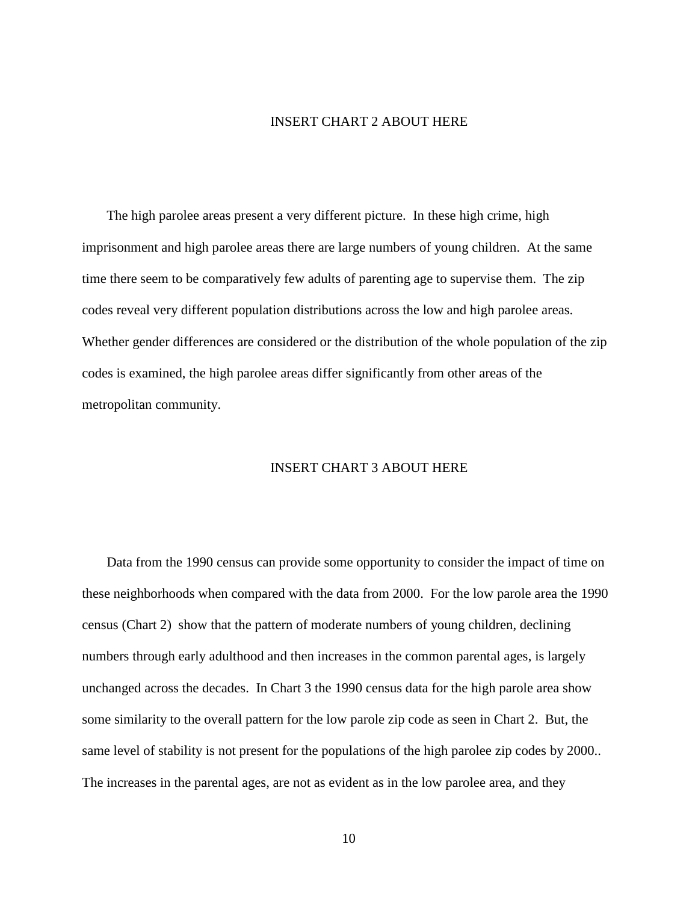INSERT CHART 2 ABOUT HERE

The high parolee areas present a very different picture. In these high crime, high imprisonment and high parolee areas there are large numbers of young children. At the same time there seem to be comparatively few adults of parenting age to supervise them. The zip codes reveal very different population distributions across the low and high parolee areas. Whether gender differences are considered or the distribution of the whole population of the zip codes is examined, the high parolee areas differ significantly from other areas of the metropolitan community.

INSERT CHART 3 ABOUT HERE

Data from the 1990 census can provide some opportunity to consider the impact of time on these neighborhoods when compared with the data from 2000. For the low parole area the 1990 census (Chart 2) show that the pattern of moderate numbers of young children, declining numbers through early adulthood and then increases in the common parental ages, is largely unchanged across the decades. In Chart 3 the 1990 census data for the high parole area show some similarity to the overall pattern for the low parole zip code as seen in Chart 2. But, the same level of stability is not present for the populations of the high parolee zip codes by 2000.. The increases in the parental ages, are not as evident as in the low parolee area, and they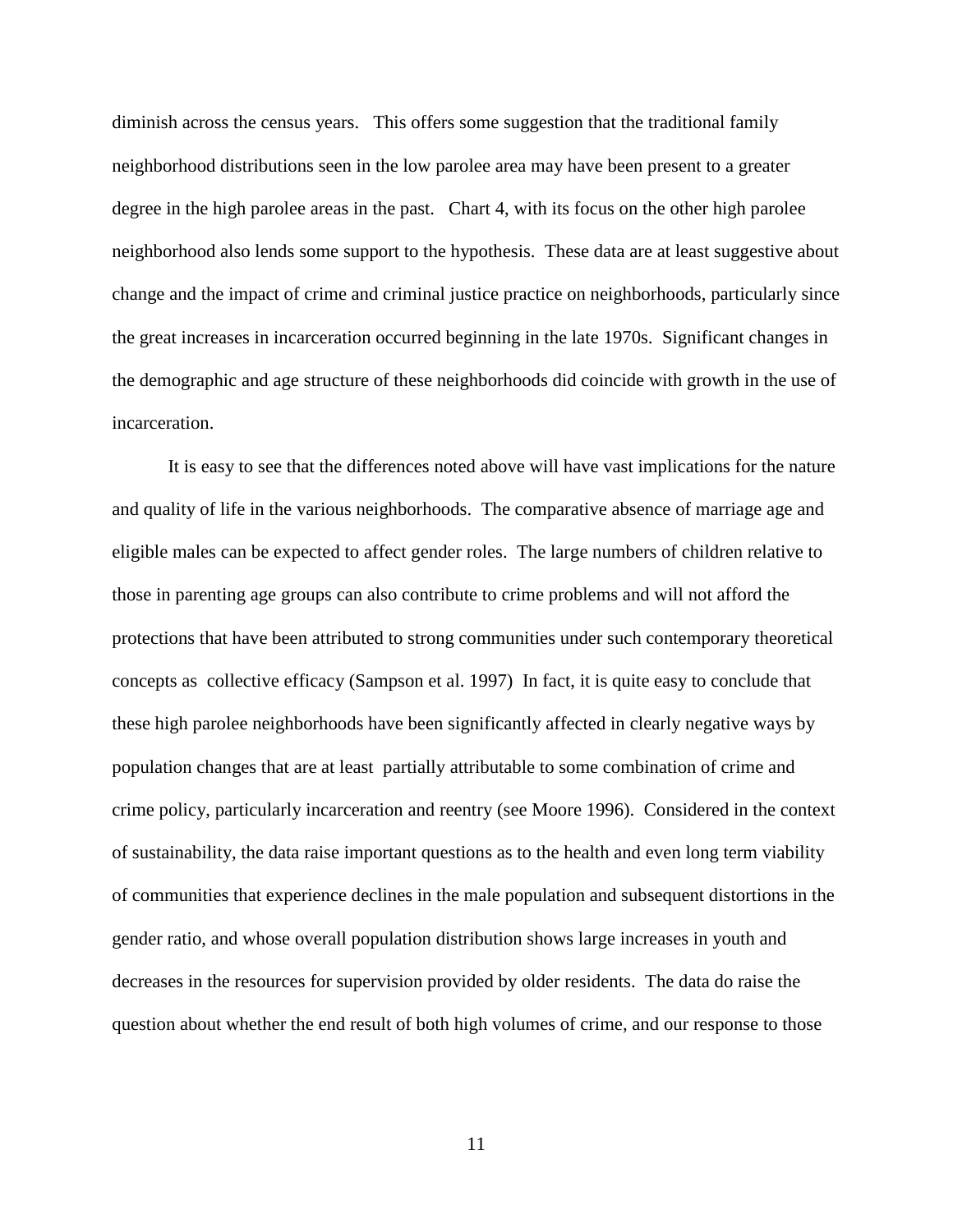diminish across the census years. This offers some suggestion that the traditional family neighborhood distributions seen in the low parolee area may have been present to a greater degree in the high parolee areas in the past. Chart 4, with its focus on the other high parolee neighborhood also lends some support to the hypothesis. These data are at least suggestive about change and the impact of crime and criminal justice practice on neighborhoods, particularly since the great increases in incarceration occurred beginning in the late 1970s. Significant changes in the demographic and age structure of these neighborhoods did coincide with growth in the use of incarceration.

It is easy to see that the differences noted above will have vast implications for the nature and quality of life in the various neighborhoods. The comparative absence of marriage age and eligible males can be expected to affect gender roles. The large numbers of children relative to those in parenting age groups can also contribute to crime problems and will not afford the protections that have been attributed to strong communities under such contemporary theoretical concepts as collective efficacy (Sampson et al. 1997) In fact, it is quite easy to conclude that these high parolee neighborhoods have been significantly affected in clearly negative ways by population changes that are at least partially attributable to some combination of crime and crime policy, particularly incarceration and reentry (see Moore 1996). Considered in the context of sustainability, the data raise important questions as to the health and even long term viability of communities that experience declines in the male population and subsequent distortions in the gender ratio, and whose overall population distribution shows large increases in youth and decreases in the resources for supervision provided by older residents. The data do raise the question about whether the end result of both high volumes of crime, and our response to those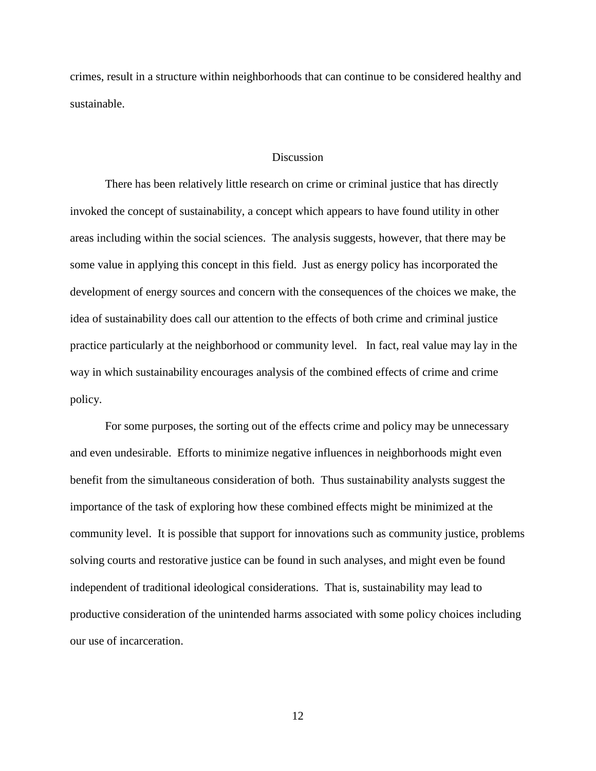crimes, result in a structure within neighborhoods that can continue to be considered healthy and sustainable.

## Discussion

There has been relatively little research on crime or criminal justice that has directly invoked the concept of sustainability, a concept which appears to have found utility in other areas including within the social sciences. The analysis suggests, however, that there may be some value in applying this concept in this field. Just as energy policy has incorporated the development of energy sources and concern with the consequences of the choices we make, the idea of sustainability does call our attention to the effects of both crime and criminal justice practice particularly at the neighborhood or community level. In fact, real value may lay in the way in which sustainability encourages analysis of the combined effects of crime and crime policy.

For some purposes, the sorting out of the effects crime and policy may be unnecessary and even undesirable. Efforts to minimize negative influences in neighborhoods might even benefit from the simultaneous consideration of both. Thus sustainability analysts suggest the importance of the task of exploring how these combined effects might be minimized at the community level. It is possible that support for innovations such as community justice, problems solving courts and restorative justice can be found in such analyses, and might even be found independent of traditional ideological considerations. That is, sustainability may lead to productive consideration of the unintended harms associated with some policy choices including our use of incarceration.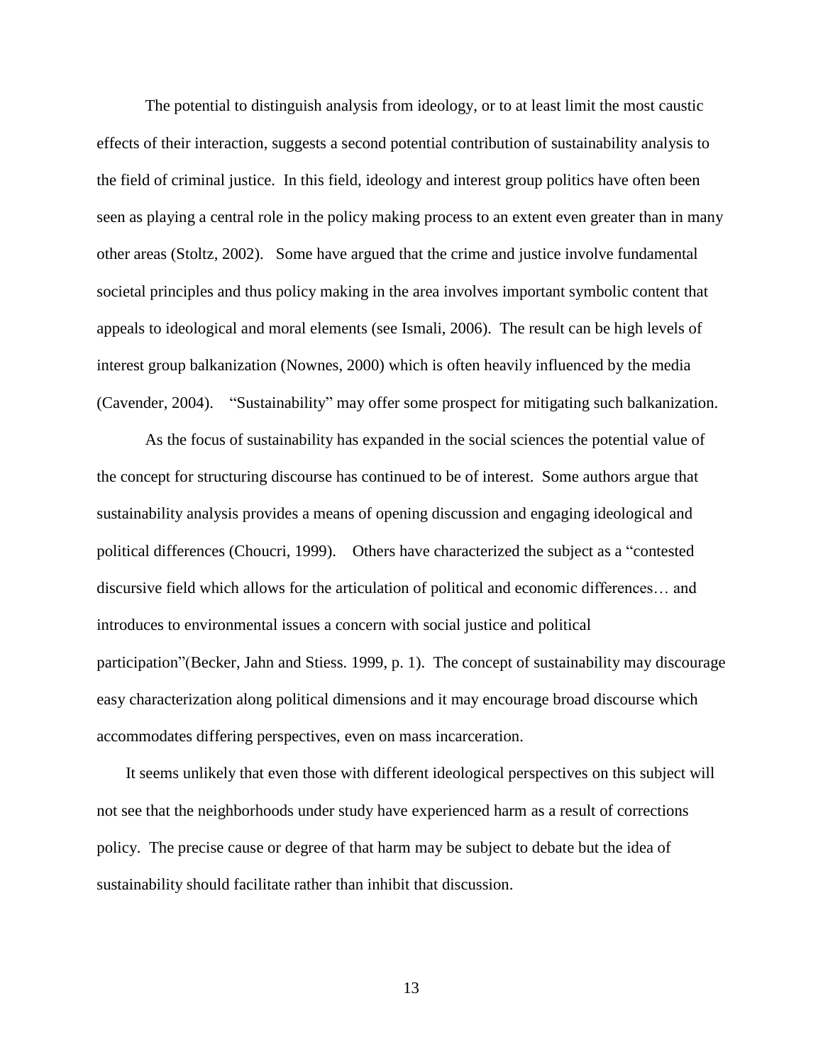The potential to distinguish analysis from ideology, or to at least limit the most caustic effects of their interaction, suggests a second potential contribution of sustainability analysis to the field of criminal justice. In this field, ideology and interest group politics have often been seen as playing a central role in the policy making process to an extent even greater than in many other areas (Stoltz, 2002). Some have argued that the crime and justice involve fundamental societal principles and thus policy making in the area involves important symbolic content that appeals to ideological and moral elements (see Ismali, 2006). The result can be high levels of interest group balkanization (Nownes, 2000) which is often heavily influenced by the media (Cavender, 2004). "Sustainability" may offer some prospect for mitigating such balkanization.

As the focus of sustainability has expanded in the social sciences the potential value of the concept for structuring discourse has continued to be of interest. Some authors argue that sustainability analysis provides a means of opening discussion and engaging ideological and political differences (Choucri, 1999). Others have characterized the subject as a "contested discursive field which allows for the articulation of political and economic differences… and introduces to environmental issues a concern with social justice and political participation"(Becker, Jahn and Stiess. 1999, p. 1). The concept of sustainability may discourage easy characterization along political dimensions and it may encourage broad discourse which accommodates differing perspectives, even on mass incarceration.

It seems unlikely that even those with different ideological perspectives on this subject will not see that the neighborhoods under study have experienced harm as a result of corrections policy. The precise cause or degree of that harm may be subject to debate but the idea of sustainability should facilitate rather than inhibit that discussion.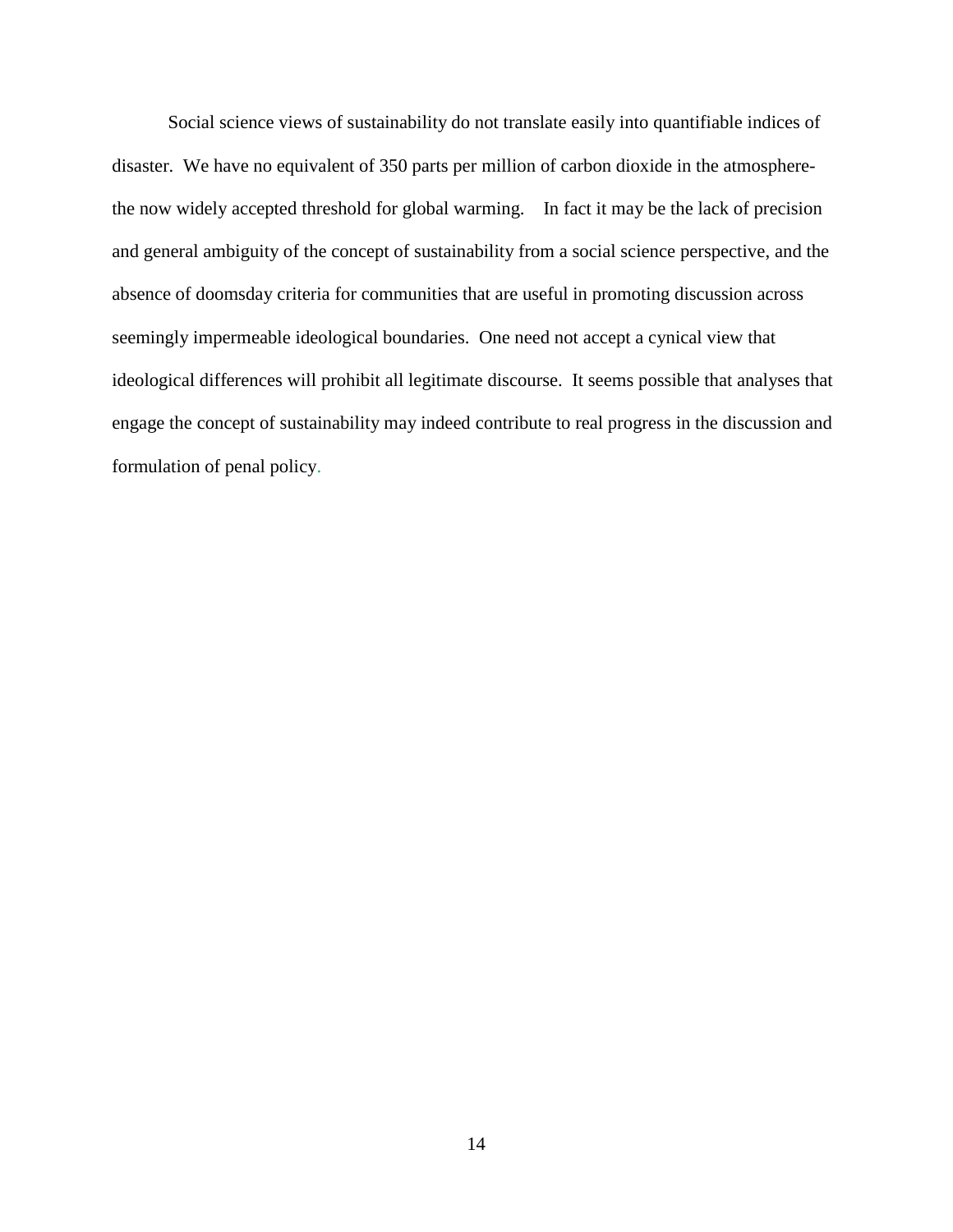Social science views of sustainability do not translate easily into quantifiable indices of disaster. We have no equivalent of 350 parts per million of carbon dioxide in the atmosphere- the now widely accepted threshold for global warming. In fact it may be the lack of precision and general ambiguity of the concept of sustainability from a social science perspective, and the absence of doomsday criteria for communities that are useful in promoting discussion across seemingly impermeable ideological boundaries. One need not accept a cynical view that ideological differences will prohibit all legitimate discourse. It seems possible that analyses that engage the concept of sustainability may indeed contribute to real progress in the discussion and formulation of penal policy.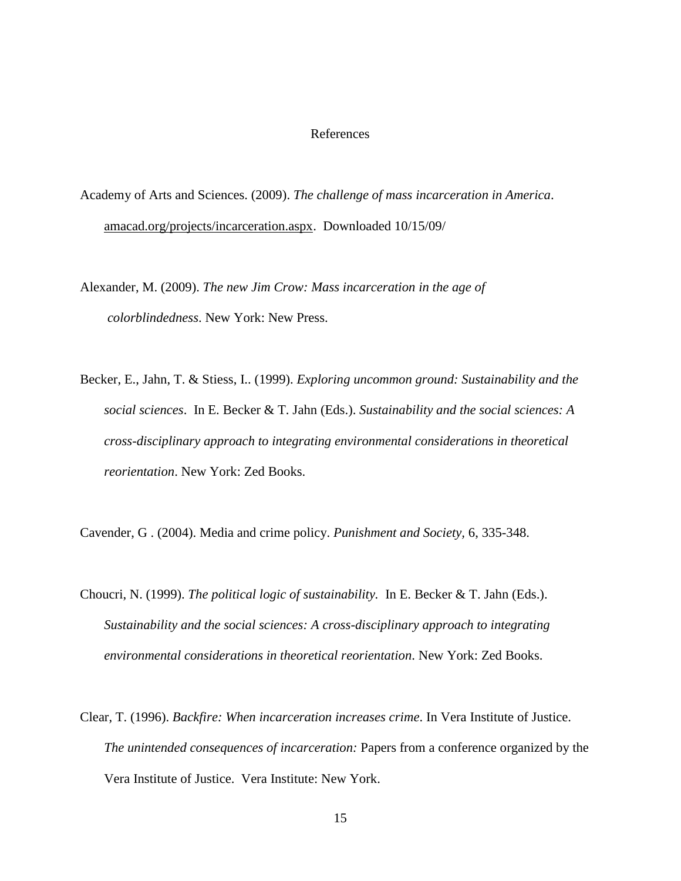# References

Academy of Arts and Sciences. (2009). *The challenge of mass incarceration in America*. amacad.org/projects/incarceration.aspx. Downloaded 10/15/09/

Alexander, M. (2009). *The new Jim Crow: Mass incarceration in the age of colorblindedness*. New York: New Press.

Becker, E., Jahn, T. & Stiess, I.. (1999). *Exploring uncommon ground: Sustainability and the social sciences*. In E. Becker & T. Jahn (Eds.). *Sustainability and the social sciences: A cross-disciplinary approach to integrating environmental considerations in theoretical reorientation*. New York: Zed Books.

Cavender, G . (2004). Media and crime policy. *Punishment and Society,* 6, 335-348.

Choucri, N. (1999). *The political logic of sustainability.* In E. Becker & T. Jahn (Eds.). *Sustainability and the social sciences: A cross-disciplinary approach to integrating environmental considerations in theoretical reorientation*. New York: Zed Books.

Clear, T. (1996). *Backfire: When incarceration increases crime*. In Vera Institute of Justice. *The unintended consequences of incarceration:* Papers from a conference organized by the Vera Institute of Justice. Vera Institute: New York.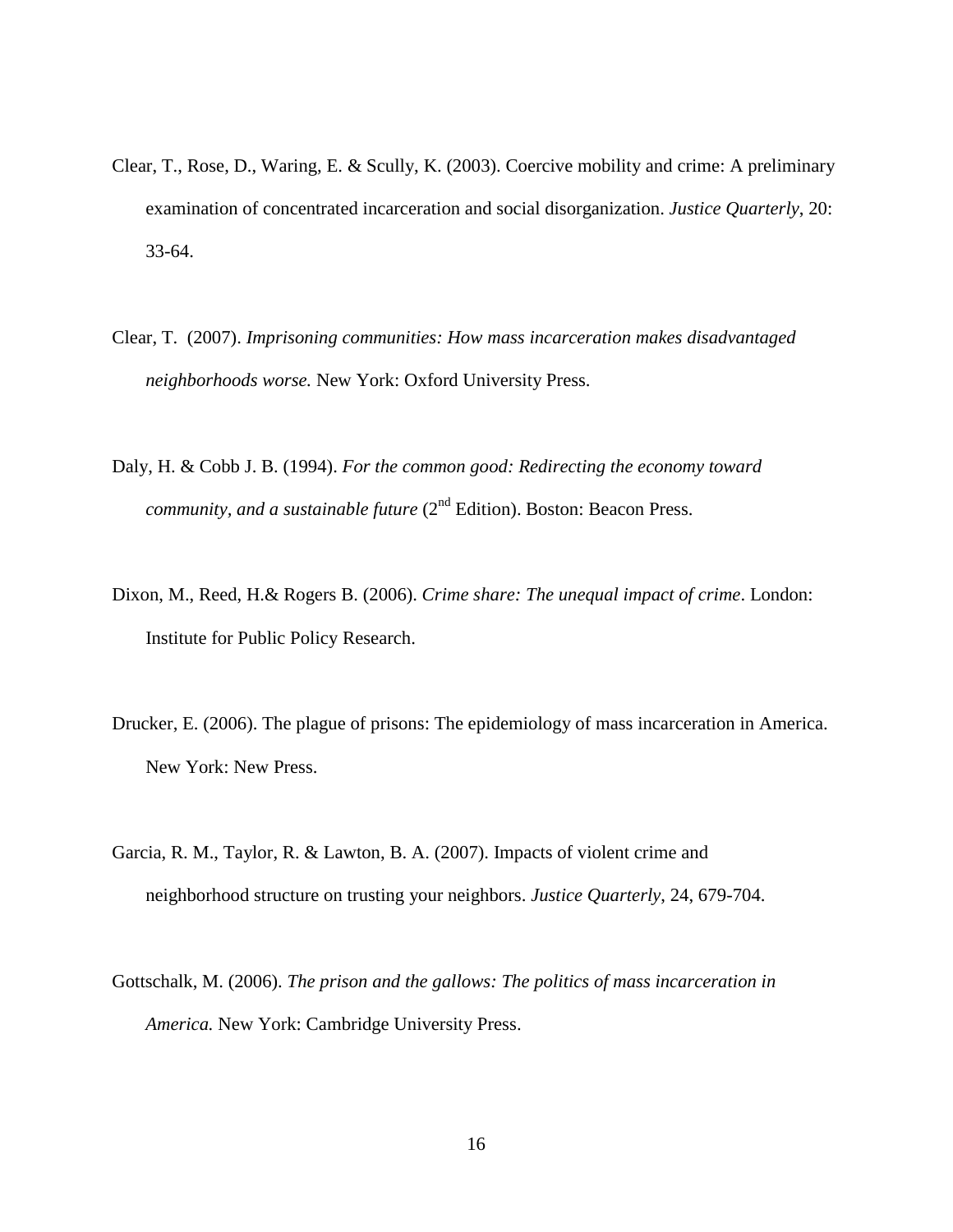Clear, T., Rose, D., Waring, E. & Scully, K. (2003). Coercive mobility and crime: A preliminary examination of concentrated incarceration and social disorganization. *Justice Quarterly*, 20: 33-64.

Clear, T. (2007). *Imprisoning communities: How mass incarceration makes disadvantaged neighborhoods worse.* New York: Oxford University Press.

Daly, H. & Cobb J. B. (1994). *For the common good: Redirecting the economy toward community, and a sustainable future* (2nd Edition). Boston: Beacon Press.

Dixon, M., Reed, H.& Rogers B. (2006). *Crime share: The unequal impact of crime*. London: Institute for Public Policy Research.

Drucker, E. (2006). The plague of prisons: The epidemiology of mass incarceration in America. New York: New Press.

Garcia, R. M., Taylor, R. & Lawton, B. A. (2007). Impacts of violent crime and neighborhood structure on trusting your neighbors. *Justice Quarterly*, 24, 679-704.

Gottschalk, M. (2006). *The prison and the gallows: The politics of mass incarceration in America.* New York: Cambridge University Press.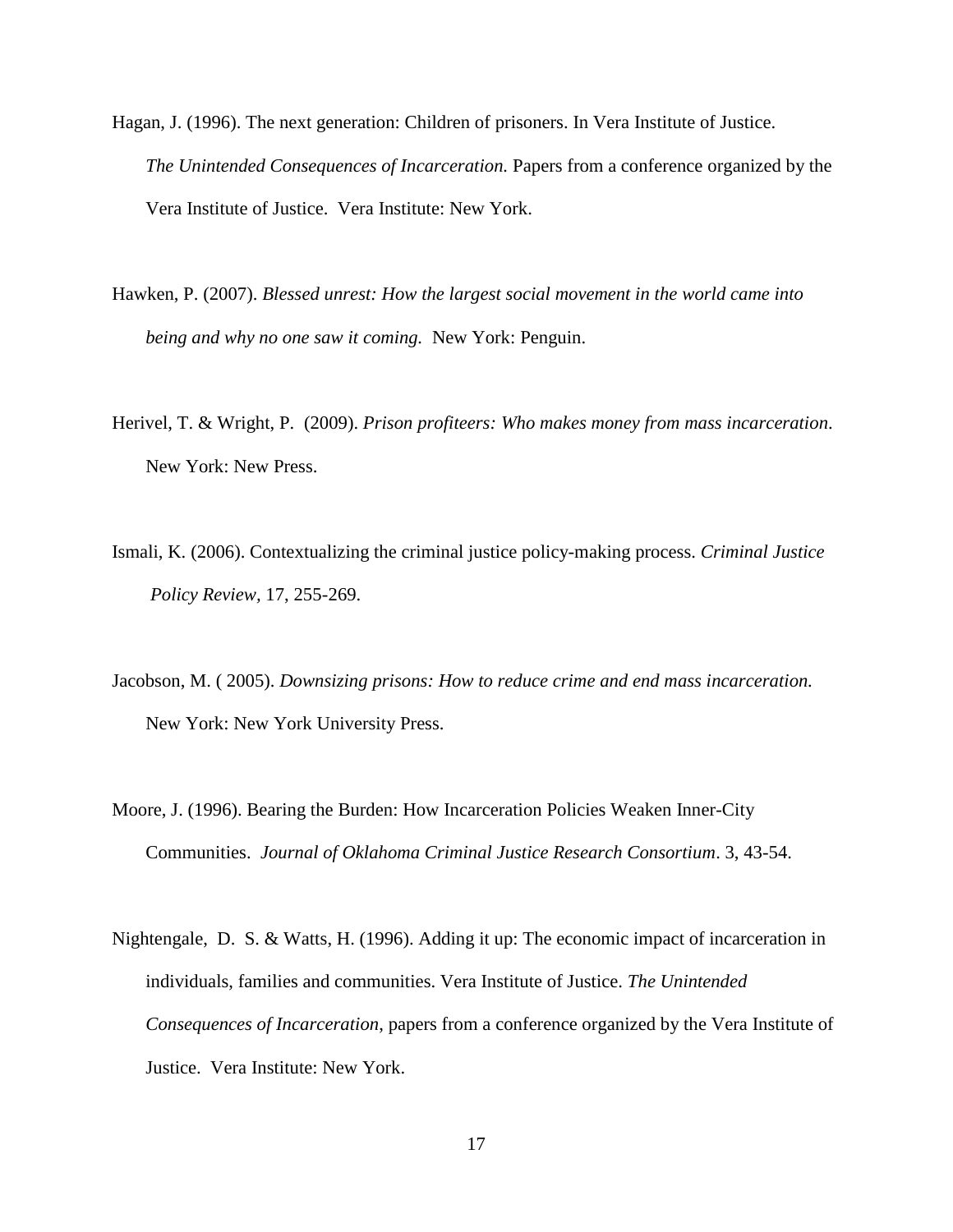Hagan, J. (1996). The next generation: Children of prisoners. In Vera Institute of Justice. *The Unintended Consequences of Incarceration.* Papers from a conference organized by the Vera Institute of Justice. Vera Institute: New York.

Hawken, P. (2007). *Blessed unrest: How the largest social movement in the world came into being and why no one saw it coming.* New York: Penguin.

Herivel, T. & Wright, P. (2009). *Prison profiteers: Who makes money from mass incarceration*. New York: New Press.

Ismali, K. (2006). Contextualizing the criminal justice policy-making process. *Criminal Justice Policy Review,* 17, 255-269.

Jacobson, M. ( 2005). *Downsizing prisons: How to reduce crime and end mass incarceration.* New York: New York University Press.

Moore, J. (1996). Bearing the Burden: How Incarceration Policies Weaken Inner-City Communities. *Journal of Oklahoma Criminal Justice Research Consortium*. 3, 43-54.

Nightengale, D. S. & Watts, H. (1996). Adding it up: The economic impact of incarceration in individuals, families and communities. Vera Institute of Justice. *The Unintended Consequences of Incarceration*, papers from a conference organized by the Vera Institute of Justice. Vera Institute: New York.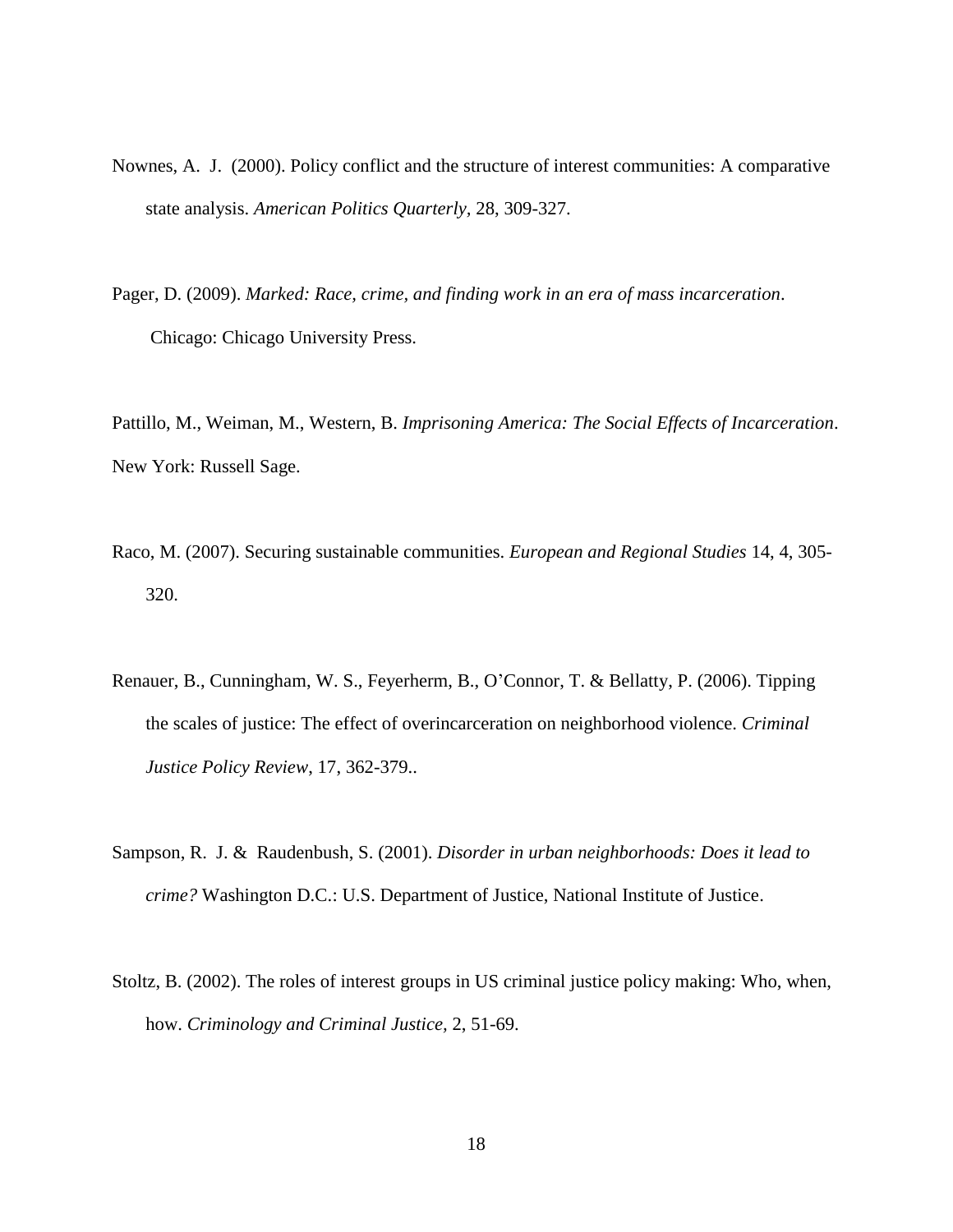Nownes, A. J. (2000). Policy conflict and the structure of interest communities: A comparative state analysis. *American Politics Quarterly,* 28, 309-327.

Pager, D. (2009). *Marked: Race, crime, and finding work in an era of mass incarceration*. Chicago: Chicago University Press.

Pattillo, M., Weiman, M., Western, B. *Imprisoning America: The Social Effects of Incarceration*. New York: Russell Sage.

Raco, M. (2007). Securing sustainable communities. *European and Regional Studies* 14, 4, 305-320.

Renauer, B., Cunningham, W. S., Feyerherm, B., O'Connor, T. & Bellatty, P. (2006). Tipping the scales of justice: The effect of overincarceration on neighborhood violence. *Criminal Justice Policy Review*, 17, 362-379..

Sampson, R. J. & Raudenbush, S. (2001). *Disorder in urban neighborhoods: Does it lead to crime?* Washington D.C.: U.S. Department of Justice, National Institute of Justice.

Stoltz, B. (2002). The roles of interest groups in US criminal justice policy making: Who, when, how. *Criminology and Criminal Justice,* 2, 51-69.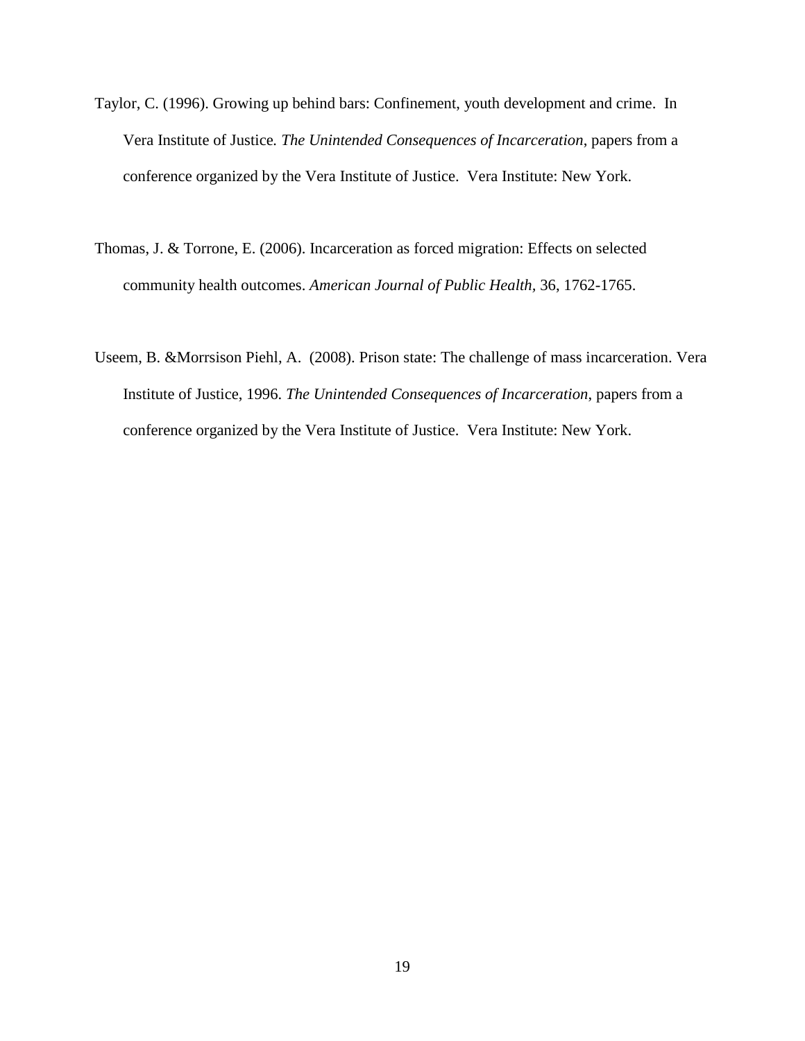Taylor, C. (1996). Growing up behind bars: Confinement, youth development and crime. In Vera Institute of Justice. *The Unintended Consequences of Incarceration*, papers from a conference organized by the Vera Institute of Justice. Vera Institute: New York.

Thomas, J. & Torrone, E. (2006). Incarceration as forced migration: Effects on selected community health outcomes. *American Journal of Public Health,* 36, 1762-1765.

Useem, B. &Morrsison Piehl, A. (2008). Prison state: The challenge of mass incarceration. Vera Institute of Justice, 1996. *The Unintended Consequences of Incarceration*, papers from a conference organized by the Vera Institute of Justice. Vera Institute: New York.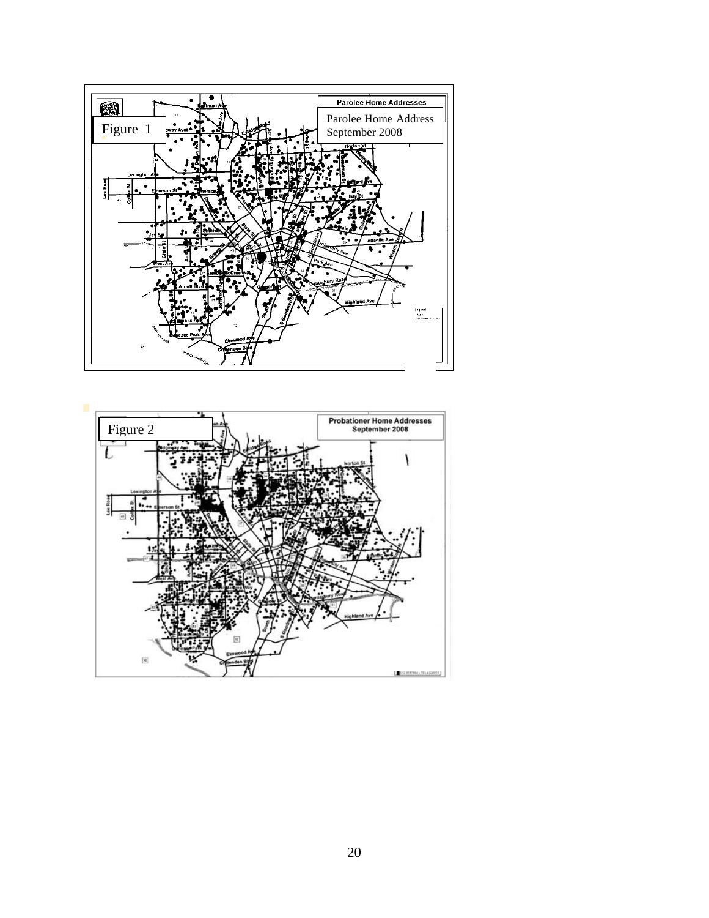Figure 1

Parolee Home Address
September 2008

Figure 2

Probationer Home Addresses
September 2008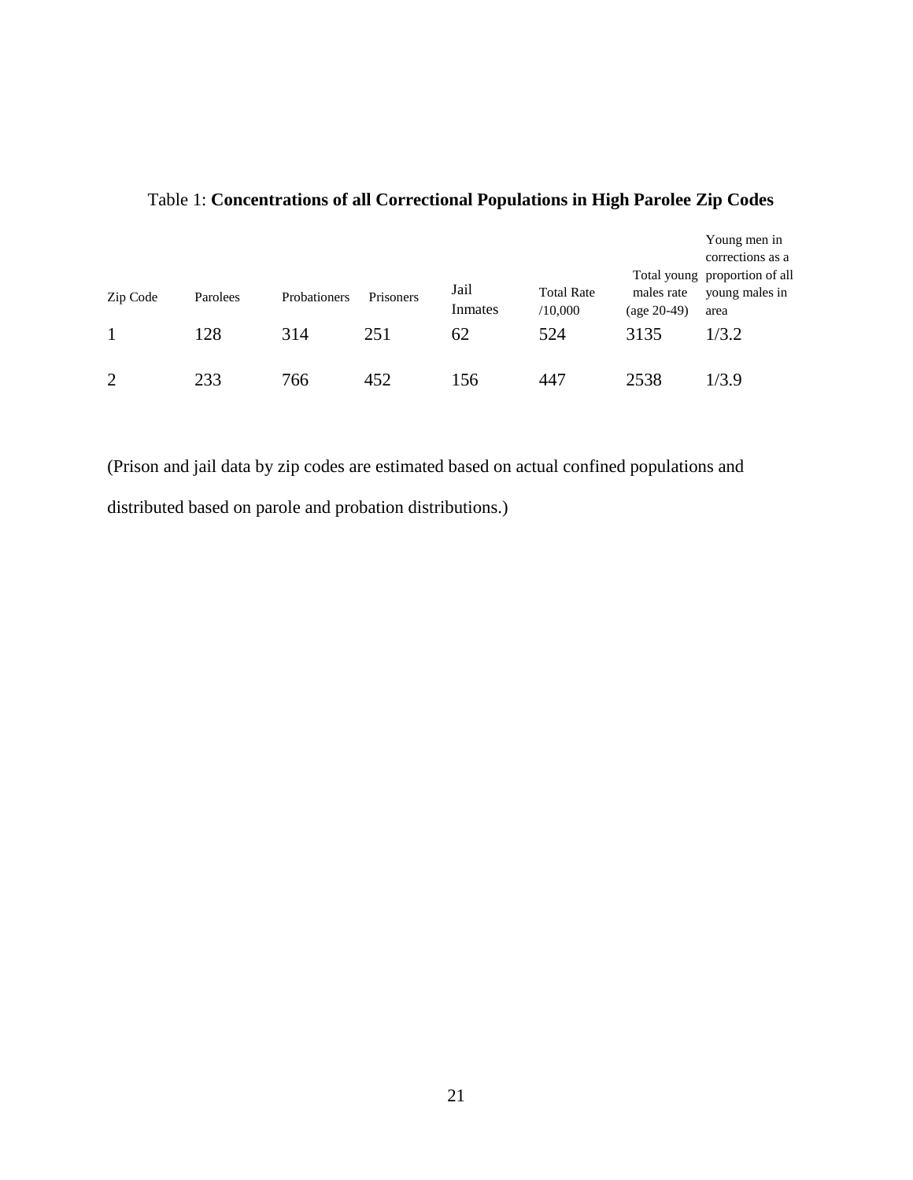Table 1: **Concentrations of all Correctional Populations in High Parolee Zip Codes**

| Zip Code | Parolees | Probationers | Prisoners | Jail Inmates | Total Rate /10,000 | Total young males rate (age 20-49) | Young men in corrections as a proportion of all young males in area |
|---|---|---|---|---|---|---|---|
| 1 | 128 | 314 | 251 | 62 | 524 | 3135 | 1/3.2 |
| 2 | 233 | 766 | 452 | 156 | 447 | 2538 | 1/3.9 |

(Prison and jail data by zip codes are estimated based on actual confined populations and distributed based on parole and probation distributions.)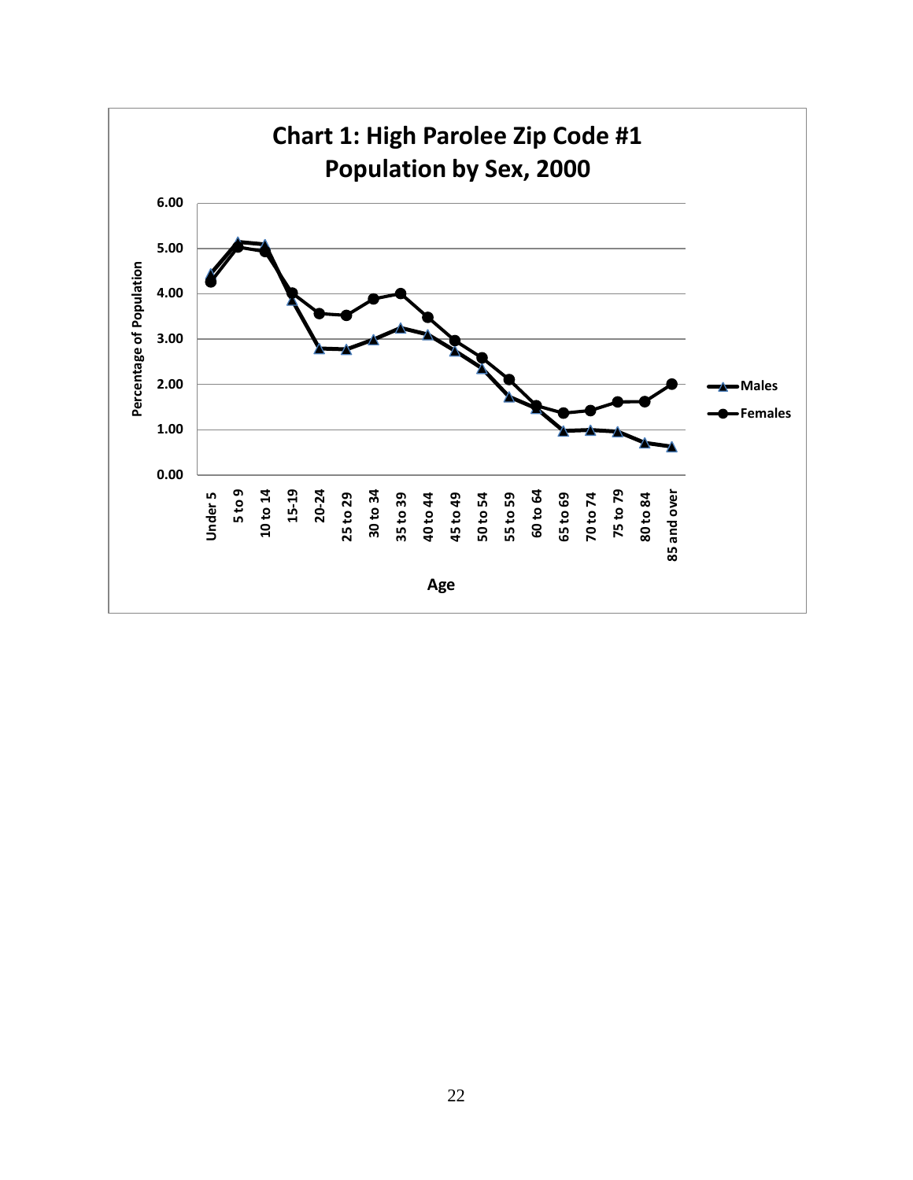**Chart 1: High Parolee Zip Code #1**
**Population by Sex, 2000**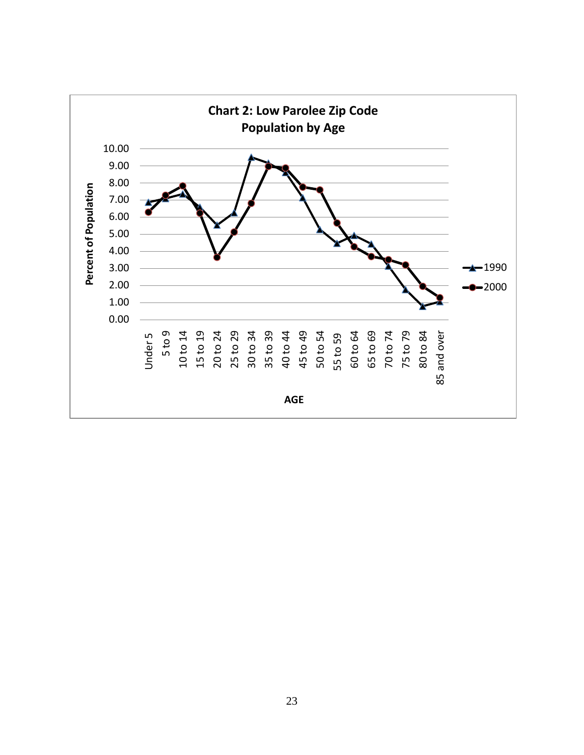**Chart 2: Low Parolee Zip Code Population by Age**

Percent of Population

| AGE | 1990 | 2000 |
|---|---|---|
| Under 5 | | |
| 5 to 9 | | |
| 10 to 14 | | |
| 15 to 19 | | |
| 20 to 24 | | |
| 25 to 29 | | |
| 30 to 34 | | |
| 35 to 39 | | |
| 40 to 44 | | |
| 45 to 49 | | |
| 50 to 54 | | |
| 55 to 59 | | |
| 60 to 64 | | |
| 65 to 69 | | |
| 70 to 74 | | |
| 75 to 79 | | |
| 80 to 84 | | |
| 85 and over | | |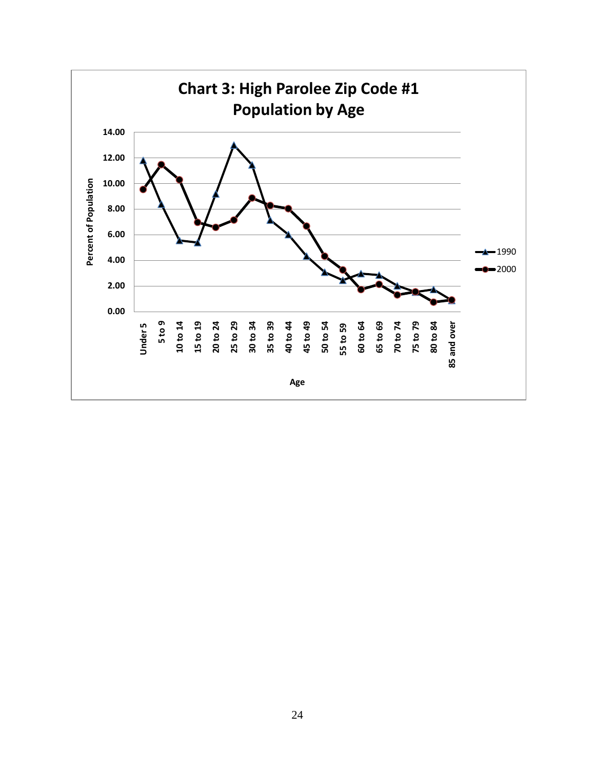**Chart 3: High Parolee Zip Code #1**
**Population by Age**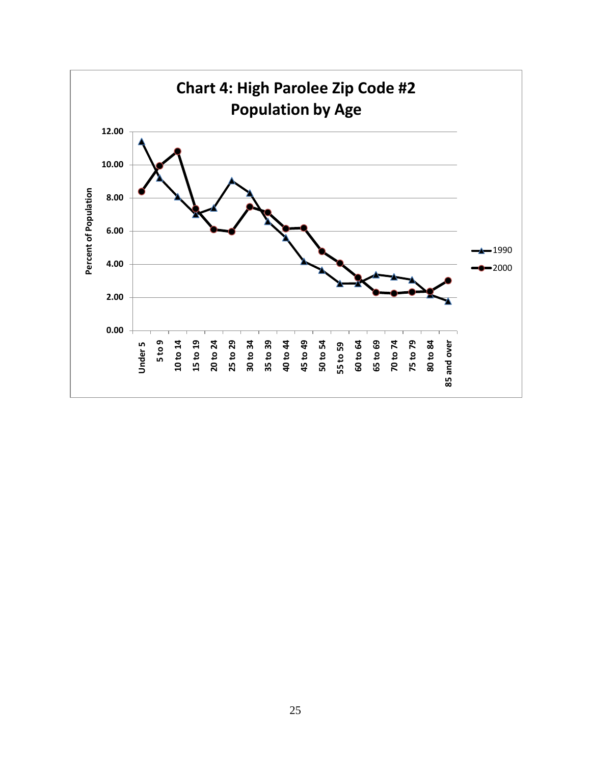**Chart 4: High Parolee Zip Code #2**
**Population by Age**

Percent of Population

12.00
10.00
8.00
6.00
4.00
2.00
0.00

Under 5
5 to 9
10 to 14
15 to 19
20 to 24
25 to 29
30 to 34
35 to 39
40 to 44
45 to 49
50 to 54
55 to 59
60 to 64
65 to 69
70 to 74
75 to 79
80 to 84
85 and over

1990
2000